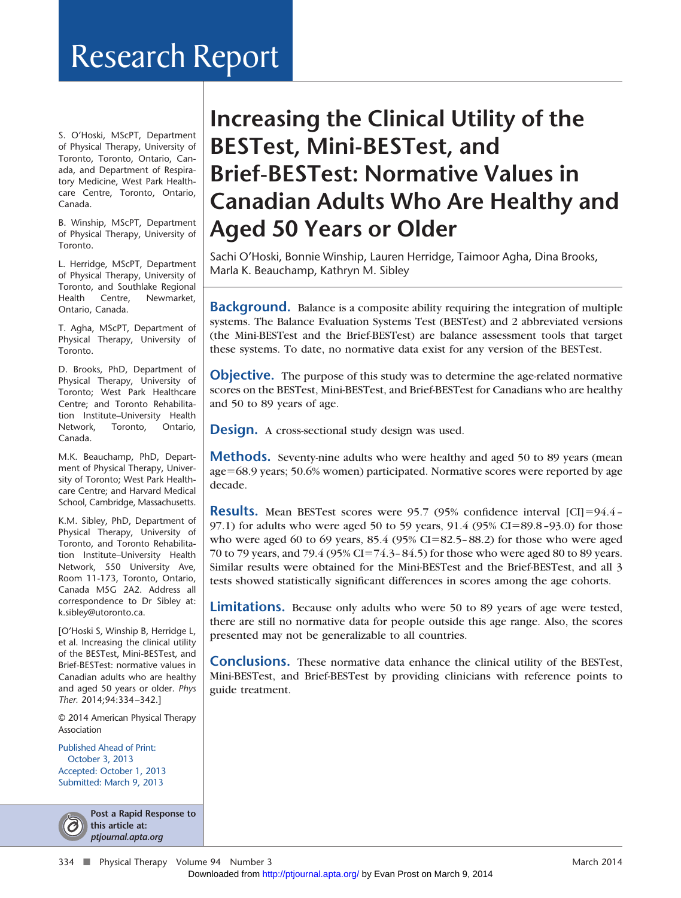Research Report

# Increasing the Clinical Utility of the BESTest, Mini-BESTest, and Brief-BESTest: Normative Values in Canadian Adults Who Are Healthy and Aged 50 Years or Older

Sachi O'Hoski, Bonnie Winship, Lauren Herridge, Taimoor Agha, Dina Brooks, Marla K. Beauchamp, Kathryn M. Sibley

S. O'Hoski, MScPT, Department of Physical Therapy, University of Toronto, Toronto, Ontario, Canada, and Department of Respiratory Medicine, West Park Healthcare Centre, Toronto, Ontario, Canada.

B. Winship, MScPT, Department of Physical Therapy, University of Toronto.

L. Herridge, MScPT, Department of Physical Therapy, University of Toronto, and Southlake Regional Health Centre, Newmarket, Ontario, Canada.

T. Agha, MScPT, Department of Physical Therapy, University of Toronto.

D. Brooks, PhD, Department of Physical Therapy, University of Toronto; West Park Healthcare Centre; and Toronto Rehabilitation Institute–University Health Network, Toronto, Ontario, Canada.

M.K. Beauchamp, PhD, Department of Physical Therapy, University of Toronto; West Park Healthcare Centre; and Harvard Medical School, Cambridge, Massachusetts.

K.M. Sibley, PhD, Department of Physical Therapy, University of Toronto, and Toronto Rehabilitation Institute–University Health Network, 550 University Ave, Room 11-173, Toronto, Ontario, Canada M5G 2A2. Address all correspondence to Dr Sibley at: k.sibley@utoronto.ca.

[O'Hoski S, Winship B, Herridge L, et al. Increasing the clinical utility of the BESTest, Mini-BESTest, and Brief-BESTest: normative values in Canadian adults who are healthy and aged 50 years or older. *Phys Ther.* 2014;94:334–342.]

© 2014 American Physical Therapy Association

Published Ahead of Print: October 3, 2013
Accepted: October 1, 2013
Submitted: March 9, 2013

**Post a Rapid Response to this article at: *ptjournal.apta.org***

**Background.** Balance is a composite ability requiring the integration of multiple systems. The Balance Evaluation Systems Test (BESTest) and 2 abbreviated versions (the Mini-BESTest and the Brief-BESTest) are balance assessment tools that target these systems. To date, no normative data exist for any version of the BESTest.

**Objective.** The purpose of this study was to determine the age-related normative scores on the BESTest, Mini-BESTest, and Brief-BESTest for Canadians who are healthy and 50 to 89 years of age.

**Design.** A cross-sectional study design was used.

**Methods.** Seventy-nine adults who were healthy and aged 50 to 89 years (mean age=68.9 years; 50.6% women) participated. Normative scores were reported by age decade.

**Results.** Mean BESTest scores were 95.7 (95% confidence interval [CI]=94.4–97.1) for adults who were aged 50 to 59 years, 91.4 (95% CI=89.8–93.0) for those who were aged 60 to 69 years, 85.4 (95% CI=82.5–88.2) for those who were aged 70 to 79 years, and 79.4 (95% CI=74.3–84.5) for those who were aged 80 to 89 years. Similar results were obtained for the Mini-BESTest and the Brief-BESTest, and all 3 tests showed statistically significant differences in scores among the age cohorts.

**Limitations.** Because only adults who were 50 to 89 years of age were tested, there are still no normative data for people outside this age range. Also, the scores presented may not be generalizable to all countries.

**Conclusions.** These normative data enhance the clinical utility of the BESTest, Mini-BESTest, and Brief-BESTest by providing clinicians with reference points to guide treatment.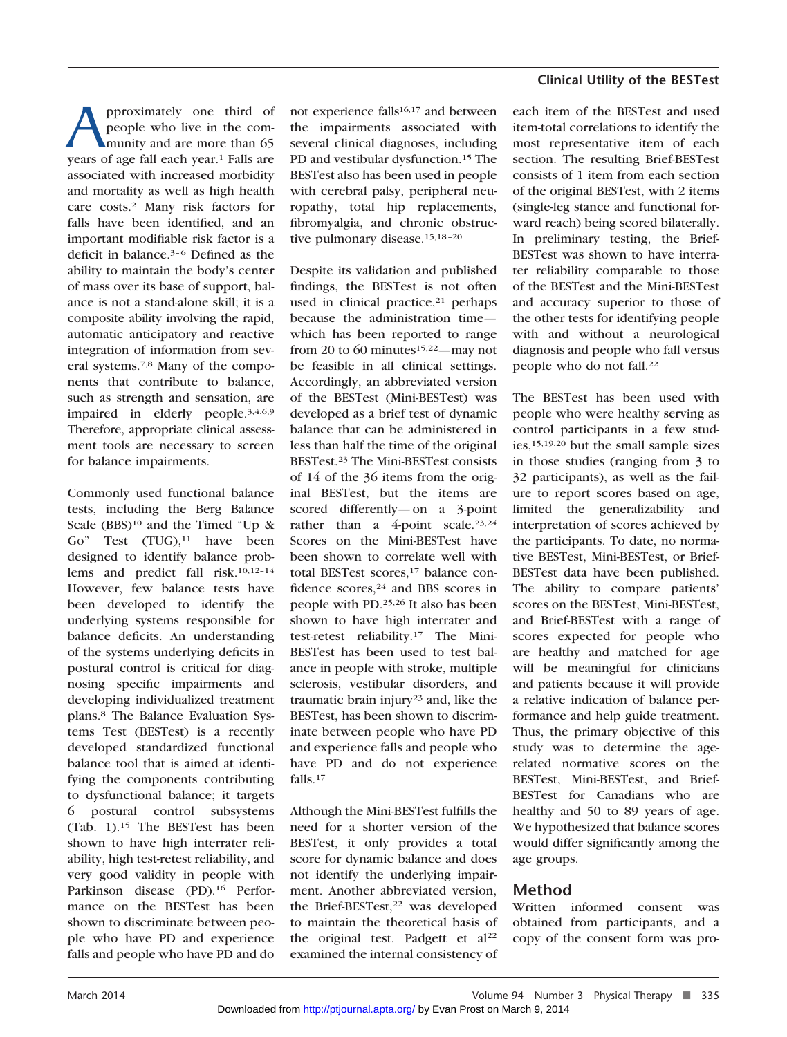Approximately one third of people who live in the community and are more than 65 years of age fall each year.[1] Falls are associated with increased morbidity and mortality as well as high health care costs.[2] Many risk factors for falls have been identified, and an important modifiable risk factor is a deficit in balance.[3–6] Defined as the ability to maintain the body's center of mass over its base of support, balance is not a stand-alone skill; it is a composite ability involving the rapid, automatic anticipatory and reactive integration of information from several systems.[7,8] Many of the components that contribute to balance, such as strength and sensation, are impaired in elderly people.[3,4,6,9] Therefore, appropriate clinical assessment tools are necessary to screen for balance impairments.

Commonly used functional balance tests, including the Berg Balance Scale (BBS)[10] and the Timed "Up & Go" Test (TUG),[11] have been designed to identify balance problems and predict fall risk.[10,12–14] However, few balance tests have been developed to identify the underlying systems responsible for balance deficits. An understanding of the systems underlying deficits in postural control is critical for diagnosing specific impairments and developing individualized treatment plans.[8] The Balance Evaluation Systems Test (BESTest) is a recently developed standardized functional balance tool that is aimed at identifying the components contributing to dysfunctional balance; it targets 6 postural control subsystems (Tab. 1).[15] The BESTest has been shown to have high interrater reliability, high test-retest reliability, and very good validity in people with Parkinson disease (PD).[16] Performance on the BESTest has been shown to discriminate between people who have PD and experience falls and people who have PD and do not experience falls[16,17] and between the impairments associated with several clinical diagnoses, including PD and vestibular dysfunction.[15] The BESTest also has been used in people with cerebral palsy, peripheral neuropathy, total hip replacements, fibromyalgia, and chronic obstructive pulmonary disease.[15,18–20]

Despite its validation and published findings, the BESTest is not often used in clinical practice,[21] perhaps because the administration time—which has been reported to range from 20 to 60 minutes[15,22]—may not be feasible in all clinical settings. Accordingly, an abbreviated version of the BESTest (Mini-BESTest) was developed as a brief test of dynamic balance that can be administered in less than half the time of the original BESTest.[23] The Mini-BESTest consists of 14 of the 36 items from the original BESTest, but the items are scored differently—on a 3-point rather than a 4-point scale.[23,24] Scores on the Mini-BESTest have been shown to correlate well with total BESTest scores,[17] balance confidence scores,[24] and BBS scores in people with PD.[25,26] It also has been shown to have high interrater and test-retest reliability.[17] The Mini-BESTest has been used to test balance in people with stroke, multiple sclerosis, vestibular disorders, and traumatic brain injury[23] and, like the BESTest, has been shown to discriminate between people who have PD and experience falls and people who have PD and do not experience falls.[17]

Although the Mini-BESTest fulfills the need for a shorter version of the BESTest, it only provides a total score for dynamic balance and does not identify the underlying impairment. Another abbreviated version, the Brief-BESTest,[22] was developed to maintain the theoretical basis of the original test. Padgett et al[22] examined the internal consistency of each item of the BESTest and used item-total correlations to identify the most representative item of each section. The resulting Brief-BESTest consists of 1 item from each section of the original BESTest, with 2 items (single-leg stance and functional forward reach) being scored bilaterally. In preliminary testing, the Brief-BESTest was shown to have interrater reliability comparable to those of the BESTest and the Mini-BESTest and accuracy superior to those of the other tests for identifying people with and without a neurological diagnosis and people who fall versus people who do not fall.[22]

The BESTest has been used with people who were healthy serving as control participants in a few studies,[15,19,20] but the small sample sizes in those studies (ranging from 3 to 32 participants), as well as the failure to report scores based on age, limited the generalizability and interpretation of scores achieved by the participants. To date, no normative BESTest, Mini-BESTest, or Brief-BESTest data have been published. The ability to compare patients' scores on the BESTest, Mini-BESTest, and Brief-BESTest with a range of scores expected for people who are healthy and matched for age will be meaningful for clinicians and patients because it will provide a relative indication of balance performance and help guide treatment. Thus, the primary objective of this study was to determine the age-related normative scores on the BESTest, Mini-BESTest, and Brief-BESTest for Canadians who are healthy and 50 to 89 years of age. We hypothesized that balance scores would differ significantly among the age groups.

## Method

Written informed consent was obtained from participants, and a copy of the consent form was pro-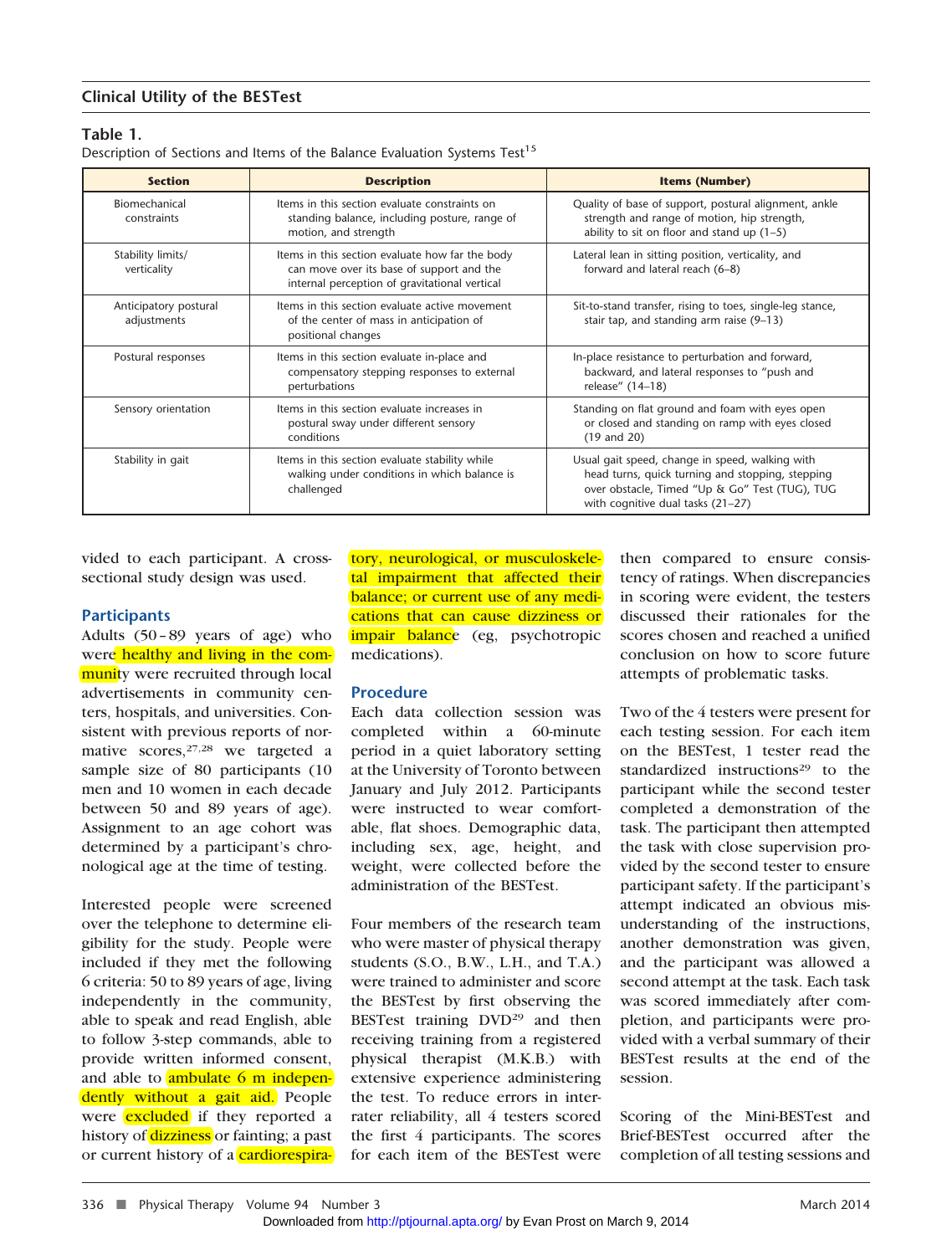**Table 1.**
Description of Sections and Items of the Balance Evaluation Systems Test[15]

| Section | Description | Items (Number) |
|---|---|---|
| Biomechanical constraints | Items in this section evaluate constraints on standing balance, including posture, range of motion, and strength | Quality of base of support, postural alignment, ankle strength and range of motion, hip strength, ability to sit on floor and stand up (1–5) |
| Stability limits/ verticality | Items in this section evaluate how far the body can move over its base of support and the internal perception of gravitational vertical | Lateral lean in sitting position, verticality, and forward and lateral reach (6–8) |
| Anticipatory postural adjustments | Items in this section evaluate active movement of the center of mass in anticipation of positional changes | Sit-to-stand transfer, rising to toes, single-leg stance, stair tap, and standing arm raise (9–13) |
| Postural responses | Items in this section evaluate in-place and compensatory stepping responses to external perturbations | In-place resistance to perturbation and forward, backward, and lateral responses to "push and release" (14–18) |
| Sensory orientation | Items in this section evaluate increases in postural sway under different sensory conditions | Standing on flat ground and foam with eyes open or closed and standing on ramp with eyes closed (19 and 20) |
| Stability in gait | Items in this section evaluate stability while walking under conditions in which balance is challenged | Usual gait speed, change in speed, walking with head turns, quick turning and stopping, stepping over obstacle, Timed "Up & Go" Test (TUG), TUG with cognitive dual tasks (21–27) |

vided to each participant. A cross-sectional study design was used.

## Participants

Adults (50–89 years of age) who were healthy and living in the community were recruited through local advertisements in community centers, hospitals, and universities. Consistent with previous reports of normative scores,[27,28] we targeted a sample size of 80 participants (10 men and 10 women in each decade between 50 and 89 years of age). Assignment to an age cohort was determined by a participant's chronological age at the time of testing.

Interested people were screened over the telephone to determine eligibility for the study. People were included if they met the following 6 criteria: 50 to 89 years of age, living independently in the community, able to speak and read English, able to follow 3-step commands, able to provide written informed consent, and able to ambulate 6 m independently without a gait aid. People were excluded if they reported a history of dizziness or fainting; a past or current history of a cardiorespiratory, neurological, or musculoskeletal impairment that affected their balance; or current use of any medications that can cause dizziness or impair balance (eg, psychotropic medications).

## Procedure

Each data collection session was completed within a 60-minute period in a quiet laboratory setting at the University of Toronto between January and July 2012. Participants were instructed to wear comfortable, flat shoes. Demographic data, including sex, age, height, and weight, were collected before the administration of the BESTest.

Four members of the research team who were master of physical therapy students (S.O., B.W., L.H., and T.A.) were trained to administer and score the BESTest by first observing the BESTest training DVD[29] and then receiving training from a registered physical therapist (M.K.B.) with extensive experience administering the test. To reduce errors in interrater reliability, all 4 testers scored the first 4 participants. The scores for each item of the BESTest were then compared to ensure consistency of ratings. When discrepancies in scoring were evident, the testers discussed their rationales for the scores chosen and reached a unified conclusion on how to score future attempts of problematic tasks.

Two of the 4 testers were present for each testing session. For each item on the BESTest, 1 tester read the standardized instructions[29] to the participant while the second tester completed a demonstration of the task. The participant then attempted the task with close supervision provided by the second tester to ensure participant safety. If the participant's attempt indicated an obvious misunderstanding of the instructions, another demonstration was given, and the participant was allowed a second attempt at the task. Each task was scored immediately after completion, and participants were provided with a verbal summary of their BESTest results at the end of the session.

Scoring of the Mini-BESTest and Brief-BESTest occurred after the completion of all testing sessions and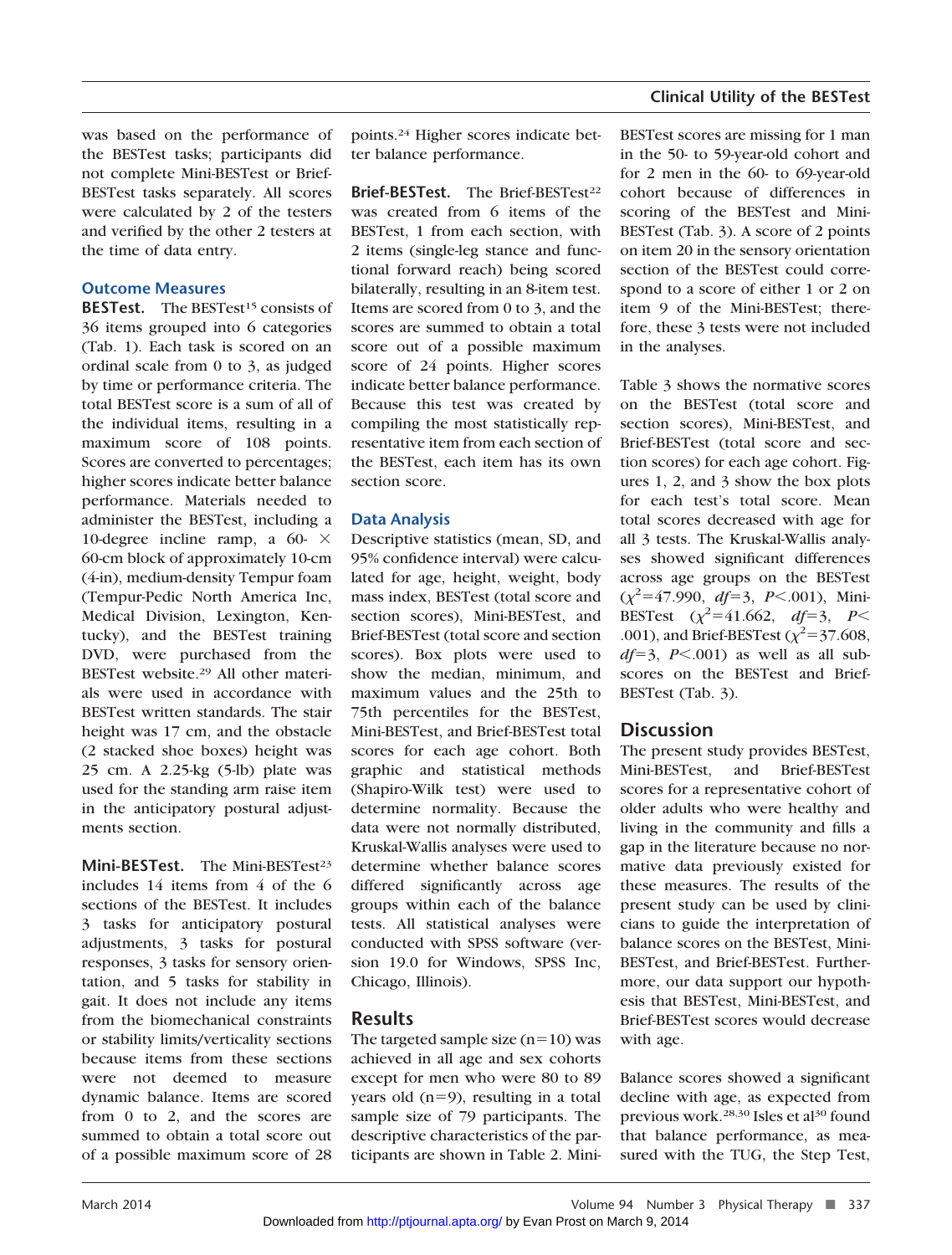was based on the performance of the BESTest tasks; participants did not complete Mini-BESTest or Brief-BESTest tasks separately. All scores were calculated by 2 of the testers and verified by the other 2 testers at the time of data entry.

### Outcome Measures

**BESTest.** The BESTest[15] consists of 36 items grouped into 6 categories (Tab. 1). Each task is scored on an ordinal scale from 0 to 3, as judged by time or performance criteria. The total BESTest score is a sum of all of the individual items, resulting in a maximum score of 108 points. Scores are converted to percentages; higher scores indicate better balance performance. Materials needed to administer the BESTest, including a 10-degree incline ramp, a 60- × 60-cm block of approximately 10-cm (4-in), medium-density Tempur foam (Tempur-Pedic North America Inc, Medical Division, Lexington, Kentucky), and the BESTest training DVD, were purchased from the BESTest website.[29] All other materials were used in accordance with BESTest written standards. The stair height was 17 cm, and the obstacle (2 stacked shoe boxes) height was 25 cm. A 2.25-kg (5-lb) plate was used for the standing arm raise item in the anticipatory postural adjustments section.

**Mini-BESTest.** The Mini-BESTest[23] includes 14 items from 4 of the 6 sections of the BESTest. It includes 3 tasks for anticipatory postural adjustments, 3 tasks for postural responses, 3 tasks for sensory orientation, and 5 tasks for stability in gait. It does not include any items from the biomechanical constraints or stability limits/verticality sections because items from these sections were not deemed to measure dynamic balance. Items are scored from 0 to 2, and the scores are summed to obtain a total score out of a possible maximum score of 28 points.[24] Higher scores indicate better balance performance.

**Brief-BESTest.** The Brief-BESTest[22] was created from 6 items of the BESTest, 1 from each section, with 2 items (single-leg stance and functional forward reach) being scored bilaterally, resulting in an 8-item test. Items are scored from 0 to 3, and the scores are summed to obtain a total score out of a possible maximum score of 24 points. Higher scores indicate better balance performance. Because this test was created by compiling the most statistically representative item from each section of the BESTest, each item has its own section score.

### Data Analysis

Descriptive statistics (mean, SD, and 95% confidence interval) were calculated for age, height, weight, body mass index, BESTest (total score and section scores), Mini-BESTest, and Brief-BESTest (total score and section scores). Box plots were used to show the median, minimum, and maximum values and the 25th to 75th percentiles for the BESTest, Mini-BESTest, and Brief-BESTest total scores for each age cohort. Both graphic and statistical methods (Shapiro-Wilk test) were used to determine normality. Because the data were not normally distributed, Kruskal-Wallis analyses were used to determine whether balance scores differed significantly across age groups within each of the balance tests. All statistical analyses were conducted with SPSS software (version 19.0 for Windows, SPSS Inc, Chicago, Illinois).

## Results

The targeted sample size ($n=10$) was achieved in all age and sex cohorts except for men who were 80 to 89 years old ($n=9$), resulting in a total sample size of 79 participants. The descriptive characteristics of the participants are shown in Table 2. Mini-BESTest scores are missing for 1 man in the 50- to 59-year-old cohort and for 2 men in the 60- to 69-year-old cohort because of differences in scoring of the BESTest and Mini-BESTest (Tab. 3). A score of 2 points on item 20 in the sensory orientation section of the BESTest could correspond to a score of either 1 or 2 on item 9 of the Mini-BESTest; therefore, these 3 tests were not included in the analyses.

Table 3 shows the normative scores on the BESTest (total score and section scores), Mini-BESTest, and Brief-BESTest (total score and section scores) for each age cohort. Figures 1, 2, and 3 show the box plots for each test's total score. Mean total scores decreased with age for all 3 tests. The Kruskal-Wallis analyses showed significant differences across age groups on the BESTest ($\chi^2=47.990$, $df=3$, $P<.001$), Mini-BESTest ($\chi^2=41.662$, $df=3$, $P<.001$), and Brief-BESTest ($\chi^2=37.608$, $df=3$, $P<.001$) as well as all subscores on the BESTest and Brief-BESTest (Tab. 3).

## Discussion

The present study provides BESTest, Mini-BESTest, and Brief-BESTest scores for a representative cohort of older adults who were healthy and living in the community and fills a gap in the literature because no normative data previously existed for these measures. The results of the present study can be used by clinicians to guide the interpretation of balance scores on the BESTest, Mini-BESTest, and Brief-BESTest. Furthermore, our data support our hypothesis that BESTest, Mini-BESTest, and Brief-BESTest scores would decrease with age.

Balance scores showed a significant decline with age, as expected from previous work.[28,30] Isles et al[30] found that balance performance, as measured with the TUG, the Step Test,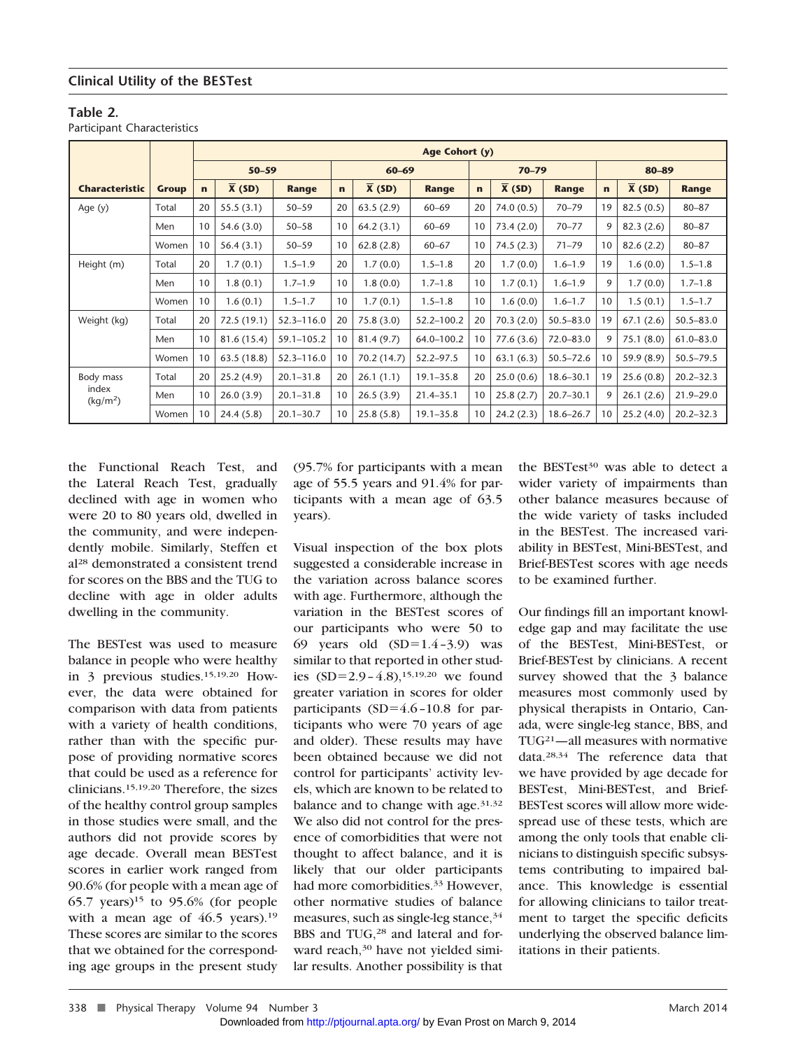**Table 2.**
Participant Characteristics

| Characteristic | Group | Age Cohort (y) | | | | | | | | | | | |
|---|---|---|---|---|---|---|---|---|---|---|---|---|---|
| | | 50–59 | | | 60–69 | | | 70–79 | | | 80–89 | | |
| | | n | X̄ (SD) | Range | n | X̄ (SD) | Range | n | X̄ (SD) | Range | n | X̄ (SD) | Range |
| Age (y) | Total | 20 | 55.5 (3.1) | 50–59 | 20 | 63.5 (2.9) | 60–69 | 20 | 74.0 (0.5) | 70–79 | 19 | 82.5 (0.5) | 80–87 |
| | Men | 10 | 54.6 (3.0) | 50–58 | 10 | 64.2 (3.1) | 60–69 | 10 | 73.4 (2.0) | 70–77 | 9 | 82.3 (2.6) | 80–87 |
| | Women | 10 | 56.4 (3.1) | 50–59 | 10 | 62.8 (2.8) | 60–67 | 10 | 74.5 (2.3) | 71–79 | 10 | 82.6 (2.2) | 80–87 |
| Height (m) | Total | 20 | 1.7 (0.1) | 1.5–1.9 | 20 | 1.7 (0.0) | 1.5–1.8 | 20 | 1.7 (0.0) | 1.6–1.9 | 19 | 1.6 (0.0) | 1.5–1.8 |
| | Men | 10 | 1.8 (0.1) | 1.7–1.9 | 10 | 1.8 (0.0) | 1.7–1.8 | 10 | 1.7 (0.1) | 1.6–1.9 | 9 | 1.7 (0.0) | 1.7–1.8 |
| | Women | 10 | 1.6 (0.1) | 1.5–1.7 | 10 | 1.7 (0.1) | 1.5–1.8 | 10 | 1.6 (0.0) | 1.6–1.7 | 10 | 1.5 (0.1) | 1.5–1.7 |
| Weight (kg) | Total | 20 | 72.5 (19.1) | 52.3–116.0 | 20 | 75.8 (3.0) | 52.2–100.2 | 20 | 70.3 (2.0) | 50.5–83.0 | 19 | 67.1 (2.6) | 50.5–83.0 |
| | Men | 10 | 81.6 (15.4) | 59.1–105.2 | 10 | 81.4 (9.7) | 64.0–100.2 | 10 | 77.6 (3.6) | 72.0–83.0 | 9 | 75.1 (8.0) | 61.0–83.0 |
| | Women | 10 | 63.5 (18.8) | 52.3–116.0 | 10 | 70.2 (14.7) | 52.2–97.5 | 10 | 63.1 (6.3) | 50.5–72.6 | 10 | 59.9 (8.9) | 50.5–79.5 |
| Body mass index (kg/m²) | Total | 20 | 25.2 (4.9) | 20.1–31.8 | 20 | 26.1 (1.1) | 19.1–35.8 | 20 | 25.0 (0.6) | 18.6–30.1 | 19 | 25.6 (0.8) | 20.2–32.3 |
| | Men | 10 | 26.0 (3.9) | 20.1–31.8 | 10 | 26.5 (3.9) | 21.4–35.1 | 10 | 25.8 (2.7) | 20.7–30.1 | 9 | 26.1 (2.6) | 21.9–29.0 |
| | Women | 10 | 24.4 (5.8) | 20.1–30.7 | 10 | 25.8 (5.8) | 19.1–35.8 | 10 | 24.2 (2.3) | 18.6–26.7 | 10 | 25.2 (4.0) | 20.2–32.3 |

the Functional Reach Test, and the Lateral Reach Test, gradually declined with age in women who were 20 to 80 years old, dwelled in the community, and were independently mobile. Similarly, Steffen et al[28] demonstrated a consistent trend for scores on the BBS and the TUG to decline with age in older adults dwelling in the community.

The BESTest was used to measure balance in people who were healthy in 3 previous studies.[15,19,20] However, the data were obtained for comparison with data from patients with a variety of health conditions, rather than with the specific purpose of providing normative scores that could be used as a reference for clinicians.[15,19,20] Therefore, the sizes of the healthy control group samples in those studies were small, and the authors did not provide scores by age decade. Overall mean BESTest scores in earlier work ranged from 90.6% (for people with a mean age of 65.7 years)[15] to 95.6% (for people with a mean age of 46.5 years).[19] These scores are similar to the scores that we obtained for the corresponding age groups in the present study (95.7% for participants with a mean age of 55.5 years and 91.4% for participants with a mean age of 63.5 years).

Visual inspection of the box plots suggested a considerable increase in the variation across balance scores with age. Furthermore, although the variation in the BESTest scores of our participants who were 50 to 69 years old (SD=1.4–3.9) was similar to that reported in other studies (SD=2.9–4.8),[15,19,20] we found greater variation in scores for older participants (SD=4.6–10.8 for participants who were 70 years of age and older). These results may have been obtained because we did not control for participants' activity levels, which are known to be related to balance and to change with age.[31,32] We also did not control for the presence of comorbidities that were not thought to affect balance, and it is likely that our older participants had more comorbidities.[33] However, other normative studies of balance measures, such as single-leg stance,[34] BBS and TUG,[28] and lateral and forward reach,[30] have not yielded similar results. Another possibility is that the BESTest[30] was able to detect a wider variety of impairments than other balance measures because of the wide variety of tasks included in the BESTest. The increased variability in BESTest, Mini-BESTest, and Brief-BESTest scores with age needs to be examined further.

Our findings fill an important knowledge gap and may facilitate the use of the BESTest, Mini-BESTest, or Brief-BESTest by clinicians. A recent survey showed that the 3 balance measures most commonly used by physical therapists in Ontario, Canada, were single-leg stance, BBS, and TUG[21]—all measures with normative data.[28,34] The reference data that we have provided by age decade for BESTest, Mini-BESTest, and Brief-BESTest scores will allow more widespread use of these tests, which are among the only tools that enable clinicians to distinguish specific subsystems contributing to impaired balance. This knowledge is essential for allowing clinicians to tailor treatment to target the specific deficits underlying the observed balance limitations in their patients.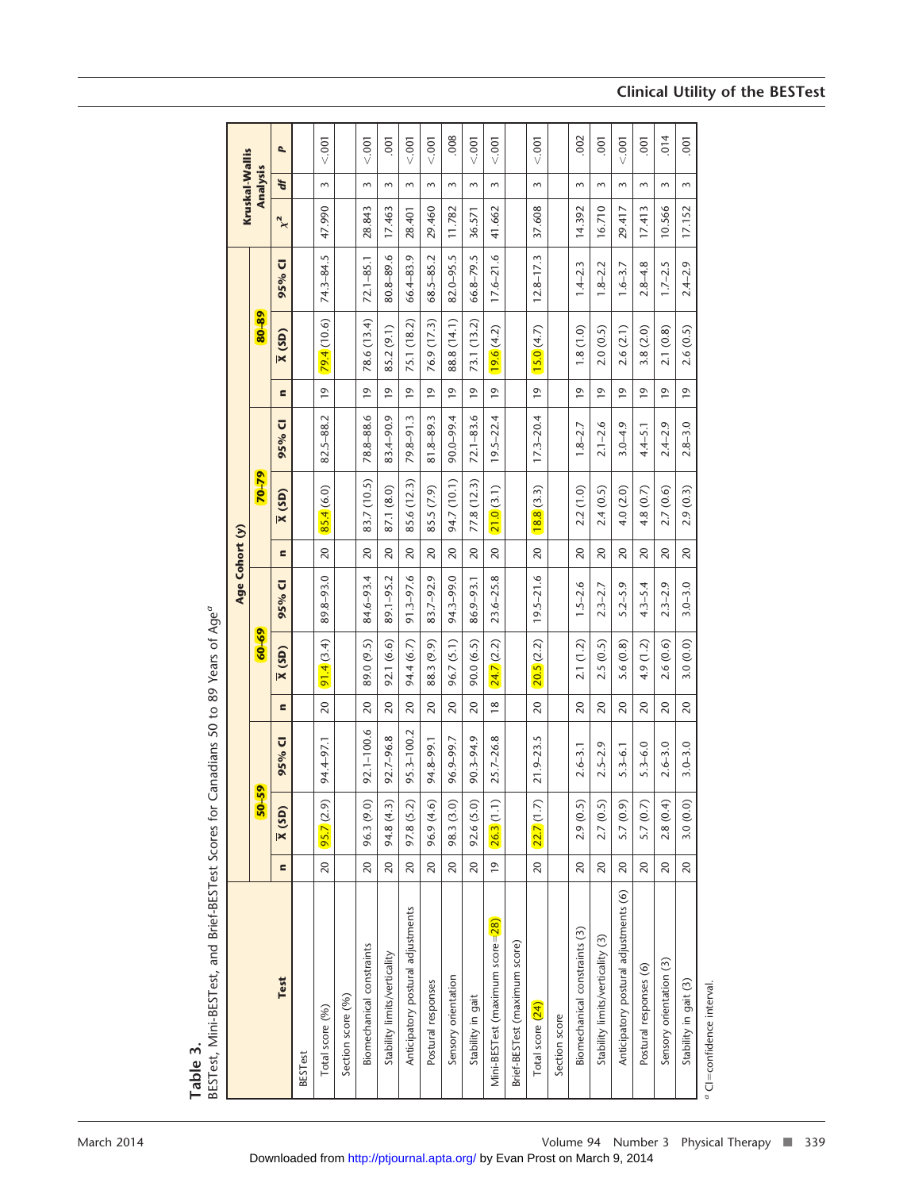**Table 3.**
BESTest, Mini-BESTest, and Brief-BESTest Scores for Canadians 50 to 89 Years of Age[a]

| Test | Age Cohort (y) | | | | | | | | | | | | Kruskal-Wallis Analysis | | |
|---|---|---|---|---|---|---|---|---|---|---|---|---|---|---|---|
| | 50–59 | | | 60–69 | | | 70–79 | | | 80–89 | | | | | |
| | n | $\bar{X}$ (SD) | 95% CI | n | $\bar{X}$ (SD) | 95% CI | n | $\bar{X}$ (SD) | 95% CI | n | $\bar{X}$ (SD) | 95% CI | $\chi^2$ | df | P |
| BESTest | | | | | | | | | | | | | | | |
| Total score (%) | 20 | 95.7 (2.9) | 94.4–97.1 | 20 | 91.4 (3.4) | 89.8–93.0 | 20 | 85.4 (6.0) | 82.5–88.2 | 19 | 79.4 (10.6) | 74.3–84.5 | 47.990 | 3 | <.001 |
| Section score (%) | | | | | | | | | | | | | | | |
| Biomechanical constraints | 20 | 96.3 (9.0) | 92.1–100.6 | 20 | 89.0 (9.5) | 84.6–93.4 | 20 | 83.7 (10.5) | 78.8–88.6 | 19 | 78.6 (13.4) | 72.1–85.1 | 28.843 | 3 | <.001 |
| Stability limits/verticality | 20 | 94.8 (4.3) | 92.7–96.8 | 20 | 92.1 (6.6) | 89.1–95.2 | 20 | 87.1 (8.0) | 83.4–90.9 | 19 | 85.2 (9.1) | 80.8–89.6 | 17.463 | 3 | .001 |
| Anticipatory postural adjustments | 20 | 97.8 (5.2) | 95.3–100.2 | 20 | 94.4 (6.7) | 91.3–97.6 | 20 | 85.6 (12.3) | 79.8–91.3 | 19 | 75.1 (18.2) | 66.4–83.9 | 28.401 | 3 | <.001 |
| Postural responses | 20 | 96.9 (4.6) | 94.8–99.1 | 20 | 88.3 (9.9) | 83.7–92.9 | 20 | 85.5 (7.9) | 81.8–89.3 | 19 | 76.9 (17.3) | 68.5–85.2 | 29.460 | 3 | <.001 |
| Sensory orientation | 20 | 98.3 (3.0) | 96.9–99.7 | 20 | 96.7 (5.1) | 94.3–99.0 | 20 | 94.7 (10.1) | 90.0–99.4 | 19 | 88.8 (14.1) | 82.0–95.5 | 11.782 | 3 | .008 |
| Stability in gait | 20 | 92.6 (5.0) | 90.3–94.9 | 20 | 90.0 (6.5) | 86.9–93.1 | 20 | 77.8 (12.3) | 72.1–83.6 | 19 | 73.1 (13.2) | 66.8–79.5 | 36.571 | 3 | <.001 |
| Mini-BESTest (maximum score=28) | 19 | 26.3 (1.1) | 25.7–26.8 | 18 | 24.7 (2.2) | 23.6–25.8 | 20 | 21.0 (3.1) | 19.5–22.4 | 19 | 19.6 (4.2) | 17.6–21.6 | 41.662 | 3 | <.001 |
| Brief-BESTest (maximum score) | | | | | | | | | | | | | | | |
| Total score (24) | 20 | 22.7 (1.7) | 21.9–23.5 | 20 | 20.5 (2.2) | 19.5–21.6 | 20 | 18.8 (3.3) | 17.3–20.4 | 19 | 15.0 (4.7) | 12.8–17.3 | 37.608 | 3 | <.001 |
| Section score | | | | | | | | | | | | | | | |
| Biomechanical constraints (3) | 20 | 2.9 (0.5) | 2.6–3.1 | 20 | 2.1 (1.2) | 1.5–2.6 | 20 | 2.2 (1.0) | 1.8–2.7 | 19 | 1.8 (1.0) | 1.4–2.3 | 14.392 | 3 | .002 |
| Stability limits/verticality (3) | 20 | 2.7 (0.5) | 2.5–2.9 | 20 | 2.5 (0.5) | 2.3–2.7 | 20 | 2.4 (0.5) | 2.1–2.6 | 19 | 2.0 (0.5) | 1.8–2.2 | 16.710 | 3 | .001 |
| Anticipatory postural adjustments (6) | 20 | 5.7 (0.9) | 5.3–6.1 | 20 | 5.6 (0.8) | 5.2–5.9 | 20 | 4.0 (2.0) | 3.0–4.9 | 19 | 2.6 (2.1) | 1.6–3.7 | 29.417 | 3 | <.001 |
| Postural responses (6) | 20 | 5.7 (0.7) | 5.3–6.0 | 20 | 4.9 (1.2) | 4.3–5.4 | 20 | 4.8 (0.7) | 4.4–5.1 | 19 | 3.8 (2.0) | 2.8–4.8 | 17.413 | 3 | .001 |
| Sensory orientation (3) | 20 | 2.8 (0.4) | 2.6–3.0 | 20 | 2.6 (0.6) | 2.3–2.9 | 20 | 2.7 (0.6) | 2.4–2.9 | 19 | 2.1 (0.8) | 1.7–2.5 | 10.566 | 3 | .014 |
| Stability in gait (3) | 20 | 3.0 (0.0) | 3.0–3.0 | 20 | 3.0 (0.0) | 3.0–3.0 | 20 | 2.9 (0.3) | 2.8–3.0 | 19 | 2.6 (0.5) | 2.4–2.9 | 17.152 | 3 | .001 |

[a] CI=confidence interval.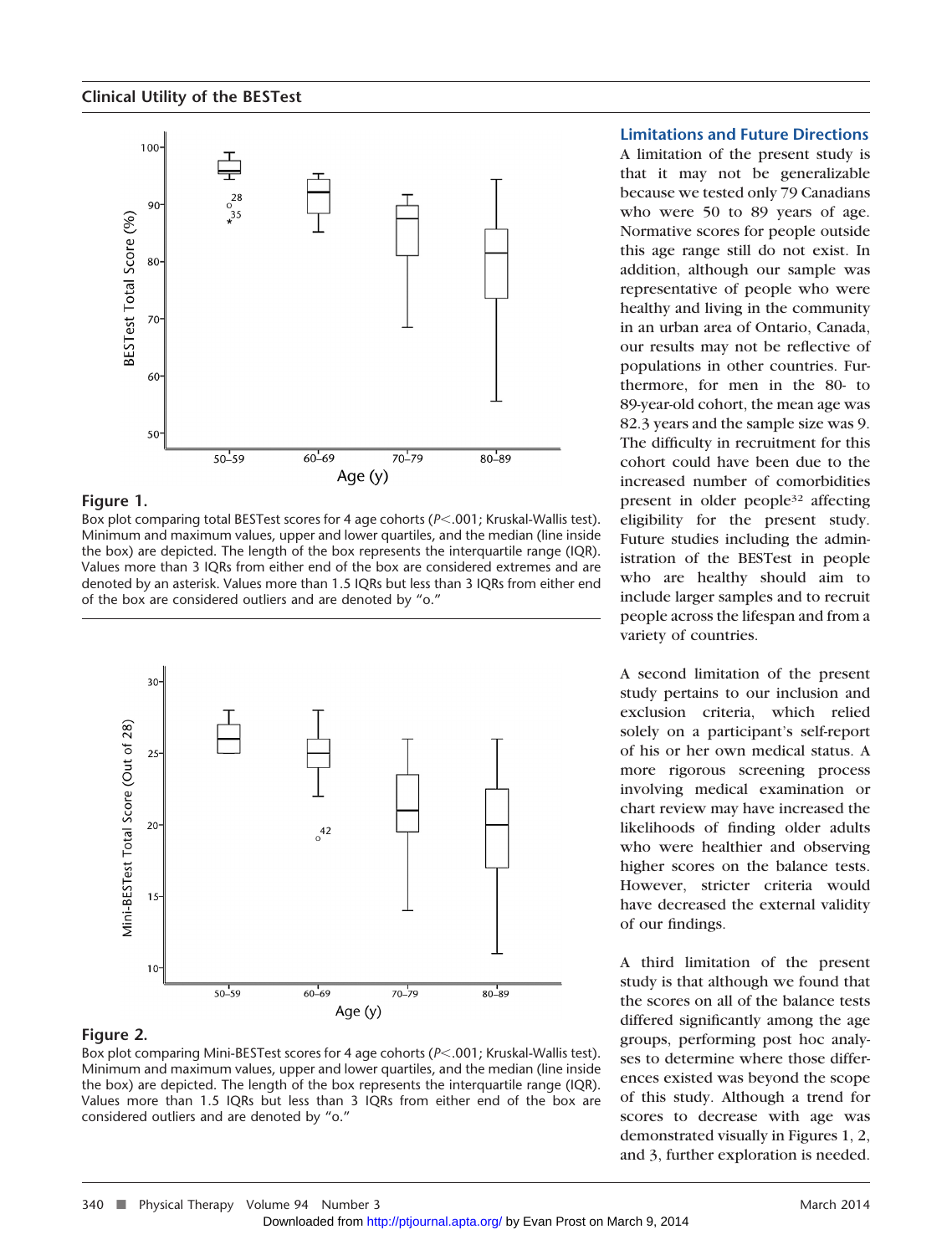**Figure 1.**

Box plot comparing total BESTest scores for 4 age cohorts ($P<.001$; Kruskal-Wallis test). Minimum and maximum values, upper and lower quartiles, and the median (line inside the box) are depicted. The length of the box represents the interquartile range (IQR). Values more than 3 IQRs from either end of the box are considered extremes and are denoted by an asterisk. Values more than 1.5 IQRs but less than 3 IQRs from either end of the box are considered outliers and are denoted by "o."

**Figure 2.**

Box plot comparing Mini-BESTest scores for 4 age cohorts ($P<.001$; Kruskal-Wallis test). Minimum and maximum values, upper and lower quartiles, and the median (line inside the box) are depicted. The length of the box represents the interquartile range (IQR). Values more than 1.5 IQRs but less than 3 IQRs from either end of the box are considered outliers and are denoted by "o."

## Limitations and Future Directions

A limitation of the present study is that it may not be generalizable because we tested only 79 Canadians who were 50 to 89 years of age. Normative scores for people outside this age range still do not exist. In addition, although our sample was representative of people who were healthy and living in the community in an urban area of Ontario, Canada, our results may not be reflective of populations in other countries. Furthermore, for men in the 80- to 89-year-old cohort, the mean age was 82.3 years and the sample size was 9. The difficulty in recruitment for this cohort could have been due to the increased number of comorbidities present in older people[32] affecting eligibility for the present study. Future studies including the administration of the BESTest in people who are healthy should aim to include larger samples and to recruit people across the lifespan and from a variety of countries.

A second limitation of the present study pertains to our inclusion and exclusion criteria, which relied solely on a participant's self-report of his or her own medical status. A more rigorous screening process involving medical examination or chart review may have increased the likelihoods of finding older adults who were healthier and observing higher scores on the balance tests. However, stricter criteria would have decreased the external validity of our findings.

A third limitation of the present study is that although we found that the scores on all of the balance tests differed significantly among the age groups, performing post hoc analyses to determine where those differences existed was beyond the scope of this study. Although a trend for scores to decrease with age was demonstrated visually in Figures 1, 2, and 3, further exploration is needed.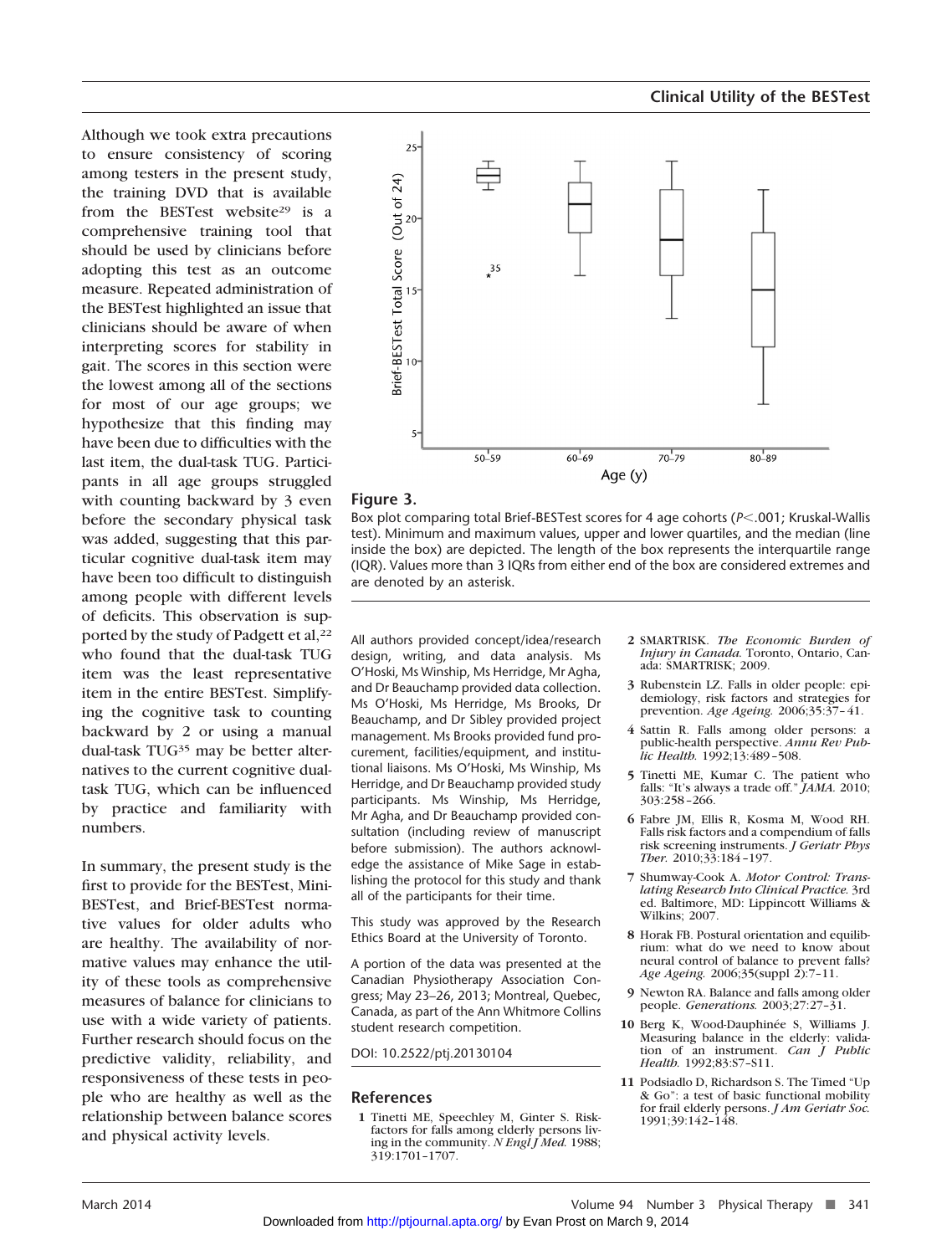Although we took extra precautions to ensure consistency of scoring among testers in the present study, the training DVD that is available from the BESTest website[29] is a comprehensive training tool that should be used by clinicians before adopting this test as an outcome measure. Repeated administration of the BESTest highlighted an issue that clinicians should be aware of when interpreting scores for stability in gait. The scores in this section were the lowest among all of the sections for most of our age groups; we hypothesize that this finding may have been due to difficulties with the last item, the dual-task TUG. Participants in all age groups struggled with counting backward by 3 even before the secondary physical task was added, suggesting that this particular cognitive dual-task item may have been too difficult to distinguish among people with different levels of deficits. This observation is supported by the study of Padgett et al,[22] who found that the dual-task TUG item was the least representative item in the entire BESTest. Simplifying the cognitive task to counting backward by 2 or using a manual dual-task TUG[35] may be better alternatives to the current cognitive dual-task TUG, which can be influenced by practice and familiarity with numbers.

In summary, the present study is the first to provide for the BESTest, Mini-BESTest, and Brief-BESTest normative values for older adults who are healthy. The availability of normative values may enhance the utility of these tools as comprehensive measures of balance for clinicians to use with a wide variety of patients. Further research should focus on the predictive validity, reliability, and responsiveness of these tests in people who are healthy as well as the relationship between balance scores and physical activity levels.

**Figure 3.**
Box plot comparing total Brief-BESTest scores for 4 age cohorts ($P<.001$; Kruskal-Wallis test). Minimum and maximum values, upper and lower quartiles, and the median (line inside the box) are depicted. The length of the box represents the interquartile range (IQR). Values more than 3 IQRs from either end of the box are considered extremes and are denoted by an asterisk.

All authors provided concept/idea/research design, writing, and data analysis. Ms O'Hoski, Ms Winship, Ms Herridge, Mr Agha, and Dr Beauchamp provided data collection. Ms O'Hoski, Ms Herridge, Ms Brooks, Dr Beauchamp, and Dr Sibley provided project management. Ms Brooks provided fund procurement, facilities/equipment, and institutional liaisons. Ms O'Hoski, Ms Winship, Ms Herridge, and Dr Beauchamp provided study participants. Ms Winship, Ms Herridge, Mr Agha, and Dr Beauchamp provided consultation (including review of manuscript before submission). The authors acknowledge the assistance of Mike Sage in establishing the protocol for this study and thank all of the participants for their time.

This study was approved by the Research Ethics Board at the University of Toronto.

A portion of the data was presented at the Canadian Physiotherapy Association Congress; May 23–26, 2013; Montreal, Quebec, Canada, as part of the Ann Whitmore Collins student research competition.

DOI: 10.2522/ptj.20130104

## References

1. Tinetti ME, Speechley M, Ginter S. Risk-factors for falls among elderly persons living in the community. *N Engl J Med.* 1988;319:1701–1707.
2. SMARTRISK. *The Economic Burden of Injury in Canada.* Toronto, Ontario, Canada: SMARTRISK; 2009.
3. Rubenstein LZ. Falls in older people: epidemiology, risk factors and strategies for prevention. *Age Ageing.* 2006;35:37–41.
4. Sattin R. Falls among older persons: a public-health perspective. *Annu Rev Public Health.* 1992;13:489–508.
5. Tinetti ME, Kumar C. The patient who falls: "It's always a trade off." *JAMA.* 2010;303:258–266.
6. Fabre JM, Ellis R, Kosma M, Wood RH. Falls risk factors and a compendium of falls risk screening instruments. *J Geriatr Phys Ther.* 2010;33:184–197.
7. Shumway-Cook A. *Motor Control: Translating Research Into Clinical Practice.* 3rd ed. Baltimore, MD: Lippincott Williams & Wilkins; 2007.
8. Horak FB. Postural orientation and equilibrium: what do we need to know about neural control of balance to prevent falls? *Age Ageing.* 2006;35(suppl 2):7–11.
9. Newton RA. Balance and falls among older people. *Generations.* 2003;27:27–31.
10. Berg K, Wood-Dauphinée S, Williams J. Measuring balance in the elderly: validation of an instrument. *Can J Public Health.* 1992;83:S7–S11.
11. Podsiadlo D, Richardson S. The Timed "Up & Go": a test of basic functional mobility for frail elderly persons. *J Am Geriatr Soc.* 1991;39:142–148.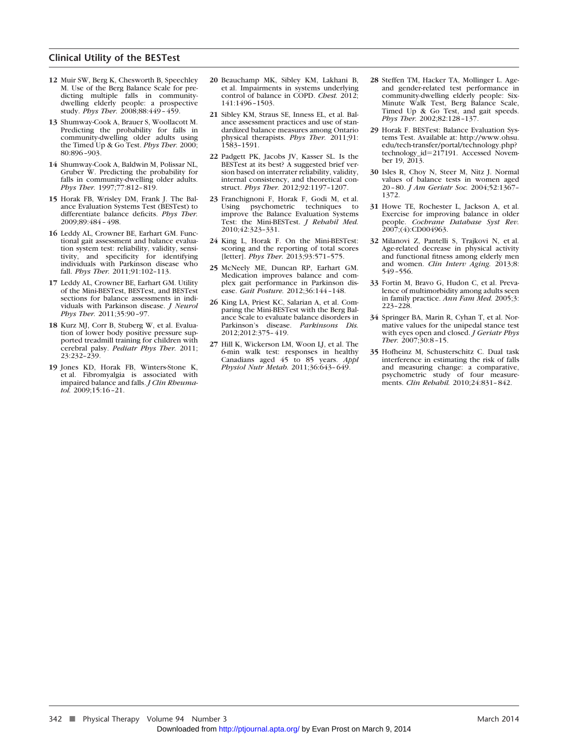12 Muir SW, Berg K, Chesworth B, Speechley M. Use of the Berg Balance Scale for predicting multiple falls in community-dwelling elderly people: a prospective study. *Phys Ther.* 2008;88:449–459.

13 Shumway-Cook A, Brauer S, Woollacott M. Predicting the probability for falls in community-dwelling older adults using the Timed Up & Go Test. *Phys Ther.* 2000; 80:896–903.

14 Shumway-Cook A, Baldwin M, Polissar NL, Gruber W. Predicting the probability for falls in community-dwelling older adults. *Phys Ther.* 1997;77:812–819.

15 Horak FB, Wrisley DM, Frank J. The Balance Evaluation Systems Test (BESTest) to differentiate balance deficits. *Phys Ther.* 2009;89:484–498.

16 Leddy AL, Crowner BE, Earhart GM. Functional gait assessment and balance evaluation system test: reliability, validity, sensitivity, and specificity for identifying individuals with Parkinson disease who fall. *Phys Ther.* 2011;91:102–113.

17 Leddy AL, Crowner BE, Earhart GM. Utility of the Mini-BESTest, BESTest, and BESTest sections for balance assessments in individuals with Parkinson disease. *J Neurol Phys Ther.* 2011;35:90–97.

18 Kurz MJ, Corr B, Stuberg W, et al. Evaluation of lower body positive pressure supported treadmill training for children with cerebral palsy. *Pediatr Phys Ther.* 2011; 23:232–239.

19 Jones KD, Horak FB, Winters-Stone K, et al. Fibromyalgia is associated with impaired balance and falls. *J Clin Rheumatol.* 2009;15:16–21.

20 Beauchamp MK, Sibley KM, Lakhani B, et al. Impairments in systems underlying control of balance in COPD. *Chest.* 2012; 141:1496–1503.

21 Sibley KM, Straus SE, Inness EL, et al. Balance assessment practices and use of standardized balance measures among Ontario physical therapists. *Phys Ther.* 2011;91: 1583–1591.

22 Padgett PK, Jacobs JV, Kasser SL. Is the BESTest at its best? A suggested brief version based on interrater reliability, validity, internal consistency, and theoretical construct. *Phys Ther.* 2012;92:1197–1207.

23 Franchignoni F, Horak F, Godi M, et al. Using psychometric techniques to improve the Balance Evaluation Systems Test: the Mini-BESTest. *J Rehabil Med.* 2010;42:323–331.

24 King L, Horak F. On the Mini-BESTest: scoring and the reporting of total scores [letter]. *Phys Ther.* 2013;93:571–575.

25 McNeely ME, Duncan RP, Earhart GM. Medication improves balance and complex gait performance in Parkinson disease. *Gait Posture.* 2012;36:144–148.

26 King LA, Priest KC, Salarian A, et al. Comparing the Mini-BESTest with the Berg Balance Scale to evaluate balance disorders in Parkinson's disease. *Parkinsons Dis.* 2012;2012:375–419.

27 Hill K, Wickerson LM, Woon LJ, et al. The 6-min walk test: responses in healthy Canadians aged 45 to 85 years. *Appl Physiol Nutr Metab.* 2011;36:643–649.

28 Steffen TM, Hacker TA, Mollinger L. Age- and gender-related test performance in community-dwelling elderly people: Six-Minute Walk Test, Berg Balance Scale, Timed Up & Go Test, and gait speeds. *Phys Ther.* 2002;82:128–137.

29 Horak F. BESTest: Balance Evaluation Systems Test. Available at: http://www.ohsu.edu/tech-transfer/portal/technology.php?technology_id=217191. Accessed November 19, 2013.

30 Isles R, Choy N, Steer M, Nitz J. Normal values of balance tests in women aged 20–80. *J Am Geriatr Soc.* 2004;52:1367–1372.

31 Howe TE, Rochester L, Jackson A, et al. Exercise for improving balance in older people. *Cochrane Database Syst Rev.* 2007;(4):CD004963.

32 Milanovi Z, Pantelli S, Trajkovi N, et al. Age-related decrease in physical activity and functional fitness among elderly men and women. *Clin Interv Aging.* 2013;8: 549–556.

33 Fortin M, Bravo G, Hudon C, et al. Prevalence of multimorbidity among adults seen in family practice. *Ann Fam Med.* 2005;3: 223–228.

34 Springer BA, Marin R, Cyhan T, et al. Normative values for the unipedal stance test with eyes open and closed. *J Geriatr Phys Ther.* 2007;30:8–15.

35 Hofheinz M, Schusterschitz C. Dual task interference in estimating the risk of falls and measuring change: a comparative, psychometric study of four measurements. *Clin Rehabil.* 2010;24:831–842.